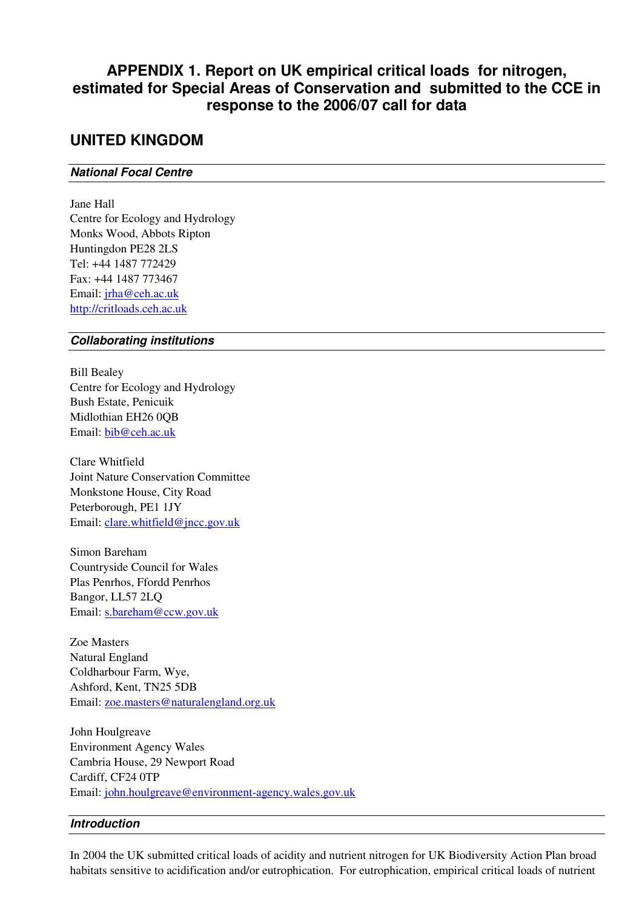# APPENDIX 1. Report on UK empirical critical loads for nitrogen, estimated for Special Areas of Conservation and submitted to the CCE in response to the 2006/07 call for data

## UNITED KINGDOM

### *National Focal Centre*

Jane Hall
Centre for Ecology and Hydrology
Monks Wood, Abbots Ripton
Huntingdon PE28 2LS
Tel: +44 1487 772429
Fax: +44 1487 773467
Email: jrha@ceh.ac.uk
http://critloads.ceh.ac.uk

### *Collaborating institutions*

Bill Bealey
Centre for Ecology and Hydrology
Bush Estate, Penicuik
Midlothian EH26 0QB
Email: bib@ceh.ac.uk

Clare Whitfield
Joint Nature Conservation Committee
Monkstone House, City Road
Peterborough, PE1 1JY
Email: clare.whitfield@jncc.gov.uk

Simon Bareham
Countryside Council for Wales
Plas Penrhos, Ffordd Penrhos
Bangor, LL57 2LQ
Email: s.bareham@ccw.gov.uk

Zoe Masters
Natural England
Coldharbour Farm, Wye,
Ashford, Kent, TN25 5DB
Email: zoe.masters@naturalengland.org.uk

John Houlgreave
Environment Agency Wales
Cambria House, 29 Newport Road
Cardiff, CF24 0TP
Email: john.houlgreave@environment-agency.wales.gov.uk

### *Introduction*

In 2004 the UK submitted critical loads of acidity and nutrient nitrogen for UK Biodiversity Action Plan broad habitats sensitive to acidification and/or eutrophication. For eutrophication, empirical critical loads of nutrient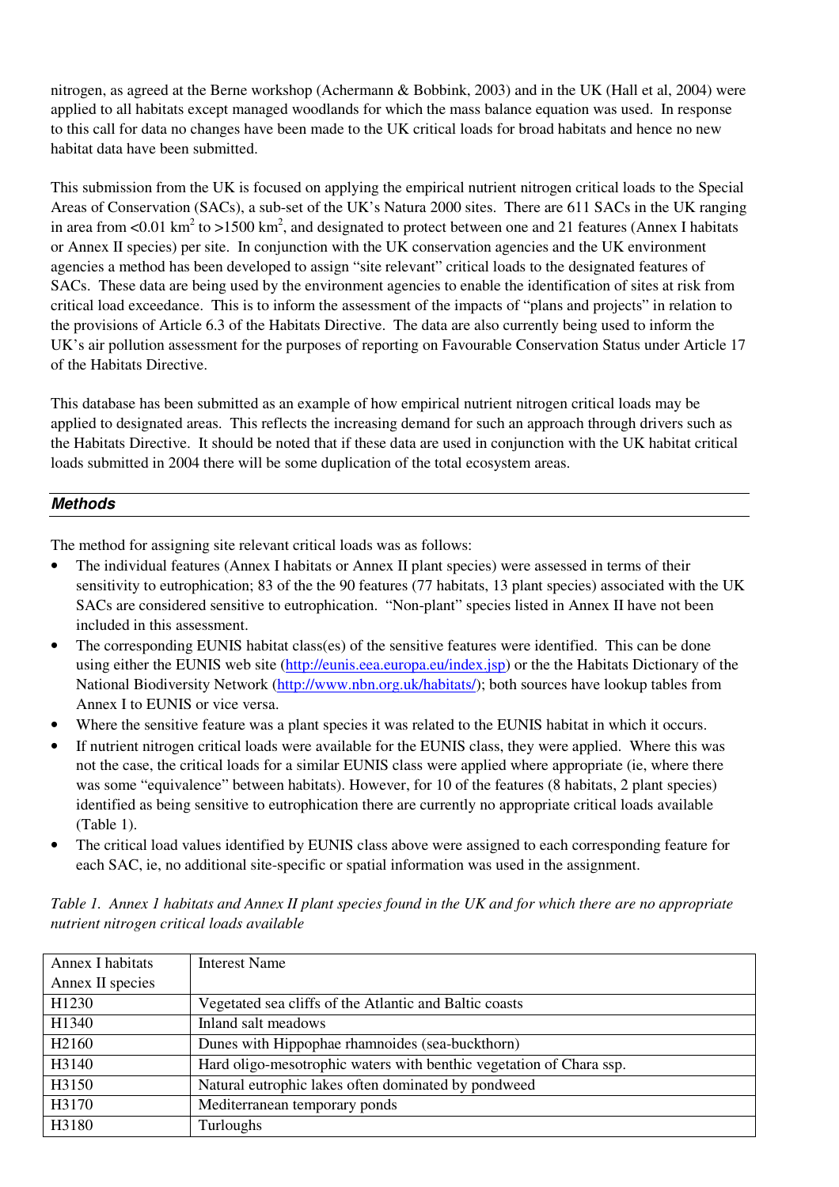nitrogen, as agreed at the Berne workshop (Achermann & Bobbink, 2003) and in the UK (Hall et al, 2004) were applied to all habitats except managed woodlands for which the mass balance equation was used. In response to this call for data no changes have been made to the UK critical loads for broad habitats and hence no new habitat data have been submitted.

This submission from the UK is focused on applying the empirical nutrient nitrogen critical loads to the Special Areas of Conservation (SACs), a sub-set of the UK's Natura 2000 sites. There are 611 SACs in the UK ranging in area from <0.01 km$^2$ to >1500 km$^2$, and designated to protect between one and 21 features (Annex I habitats or Annex II species) per site. In conjunction with the UK conservation agencies and the UK environment agencies a method has been developed to assign "site relevant" critical loads to the designated features of SACs. These data are being used by the environment agencies to enable the identification of sites at risk from critical load exceedance. This is to inform the assessment of the impacts of "plans and projects" in relation to the provisions of Article 6.3 of the Habitats Directive. The data are also currently being used to inform the UK's air pollution assessment for the purposes of reporting on Favourable Conservation Status under Article 17 of the Habitats Directive.

This database has been submitted as an example of how empirical nutrient nitrogen critical loads may be applied to designated areas. This reflects the increasing demand for such an approach through drivers such as the Habitats Directive. It should be noted that if these data are used in conjunction with the UK habitat critical loads submitted in 2004 there will be some duplication of the total ecosystem areas.

## *Methods*

The method for assigning site relevant critical loads was as follows:

- The individual features (Annex I habitats or Annex II plant species) were assessed in terms of their sensitivity to eutrophication; 83 of the the 90 features (77 habitats, 13 plant species) associated with the UK SACs are considered sensitive to eutrophication. "Non-plant" species listed in Annex II have not been included in this assessment.
- The corresponding EUNIS habitat class(es) of the sensitive features were identified. This can be done using either the EUNIS web site (http://eunis.eea.europa.eu/index.jsp) or the the Habitats Dictionary of the National Biodiversity Network (http://www.nbn.org.uk/habitats/); both sources have lookup tables from Annex I to EUNIS or vice versa.
- Where the sensitive feature was a plant species it was related to the EUNIS habitat in which it occurs.
- If nutrient nitrogen critical loads were available for the EUNIS class, they were applied. Where this was not the case, the critical loads for a similar EUNIS class were applied where appropriate (ie, where there was some "equivalence" between habitats). However, for 10 of the features (8 habitats, 2 plant species) identified as being sensitive to eutrophication there are currently no appropriate critical loads available (Table 1).
- The critical load values identified by EUNIS class above were assigned to each corresponding feature for each SAC, ie, no additional site-specific or spatial information was used in the assignment.

*Table 1. Annex 1 habitats and Annex II plant species found in the UK and for which there are no appropriate nutrient nitrogen critical loads available*

| Annex I habitats Annex II species | Interest Name |
|---|---|
| H1230 | Vegetated sea cliffs of the Atlantic and Baltic coasts |
| H1340 | Inland salt meadows |
| H2160 | Dunes with Hippophae rhamnoides (sea-buckthorn) |
| H3140 | Hard oligo-mesotrophic waters with benthic vegetation of Chara ssp. |
| H3150 | Natural eutrophic lakes often dominated by pondweed |
| H3170 | Mediterranean temporary ponds |
| H3180 | Turloughs |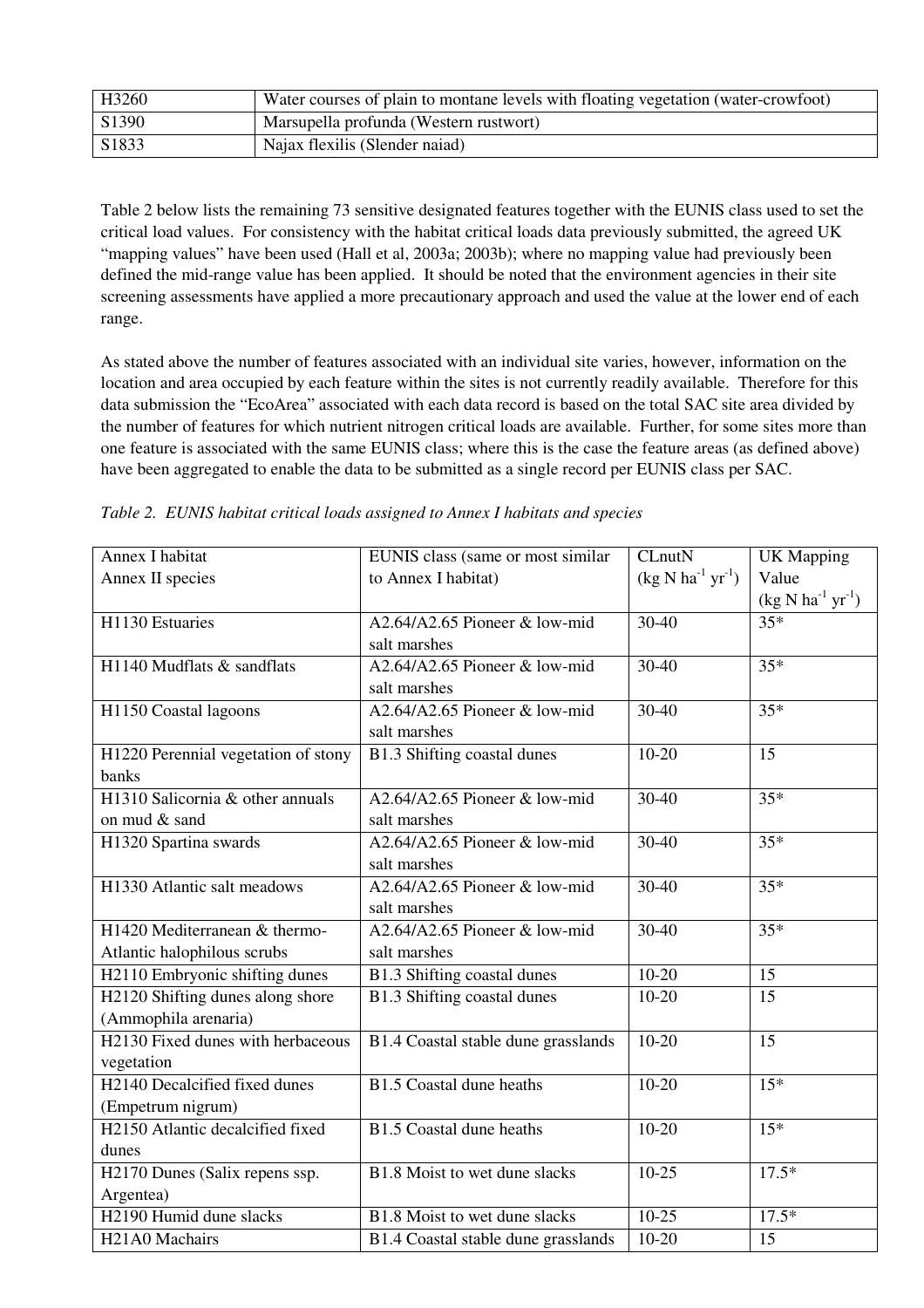| H3260 | Water courses of plain to montane levels with floating vegetation (water-crowfoot) |
|---|---|
| S1390 | Marsupella profunda (Western rustwort) |
| S1833 | Najax flexilis (Slender naiad) |

Table 2 below lists the remaining 73 sensitive designated features together with the EUNIS class used to set the critical load values. For consistency with the habitat critical loads data previously submitted, the agreed UK "mapping values" have been used (Hall et al, 2003a; 2003b); where no mapping value had previously been defined the mid-range value has been applied. It should be noted that the environment agencies in their site screening assessments have applied a more precautionary approach and used the value at the lower end of each range.

As stated above the number of features associated with an individual site varies, however, information on the location and area occupied by each feature within the sites is not currently readily available. Therefore for this data submission the "EcoArea" associated with each data record is based on the total SAC site area divided by the number of features for which nutrient nitrogen critical loads are available. Further, for some sites more than one feature is associated with the same EUNIS class; where this is the case the feature areas (as defined above) have been aggregated to enable the data to be submitted as a single record per EUNIS class per SAC.

*Table 2. EUNIS habitat critical loads assigned to Annex I habitats and species*

| Annex I habitat<br>Annex II species | EUNIS class (same or most similar to Annex I habitat) | CLnutN ($kg\ N\ ha^{-1}\ yr^{-1}$) | UK Mapping Value ($kg\ N\ ha^{-1}\ yr^{-1}$) |
|---|---|---|---|
| H1130 Estuaries | A2.64/A2.65 Pioneer & low-mid salt marshes | 30-40 | 35* |
| H1140 Mudflats & sandflats | A2.64/A2.65 Pioneer & low-mid salt marshes | 30-40 | 35* |
| H1150 Coastal lagoons | A2.64/A2.65 Pioneer & low-mid salt marshes | 30-40 | 35* |
| H1220 Perennial vegetation of stony banks | B1.3 Shifting coastal dunes | 10-20 | 15 |
| H1310 Salicornia & other annuals on mud & sand | A2.64/A2.65 Pioneer & low-mid salt marshes | 30-40 | 35* |
| H1320 Spartina swards | A2.64/A2.65 Pioneer & low-mid salt marshes | 30-40 | 35* |
| H1330 Atlantic salt meadows | A2.64/A2.65 Pioneer & low-mid salt marshes | 30-40 | 35* |
| H1420 Mediterranean & thermo-Atlantic halophilous scrubs | A2.64/A2.65 Pioneer & low-mid salt marshes | 30-40 | 35* |
| H2110 Embryonic shifting dunes | B1.3 Shifting coastal dunes | 10-20 | 15 |
| H2120 Shifting dunes along shore (Ammophila arenaria) | B1.3 Shifting coastal dunes | 10-20 | 15 |
| H2130 Fixed dunes with herbaceous vegetation | B1.4 Coastal stable dune grasslands | 10-20 | 15 |
| H2140 Decalcified fixed dunes (Empetrum nigrum) | B1.5 Coastal dune heaths | 10-20 | 15* |
| H2150 Atlantic decalcified fixed dunes | B1.5 Coastal dune heaths | 10-20 | 15* |
| H2170 Dunes (Salix repens ssp. Argentea) | B1.8 Moist to wet dune slacks | 10-25 | 17.5* |
| H2190 Humid dune slacks | B1.8 Moist to wet dune slacks | 10-25 | 17.5* |
| H21A0 Machairs | B1.4 Coastal stable dune grasslands | 10-20 | 15 |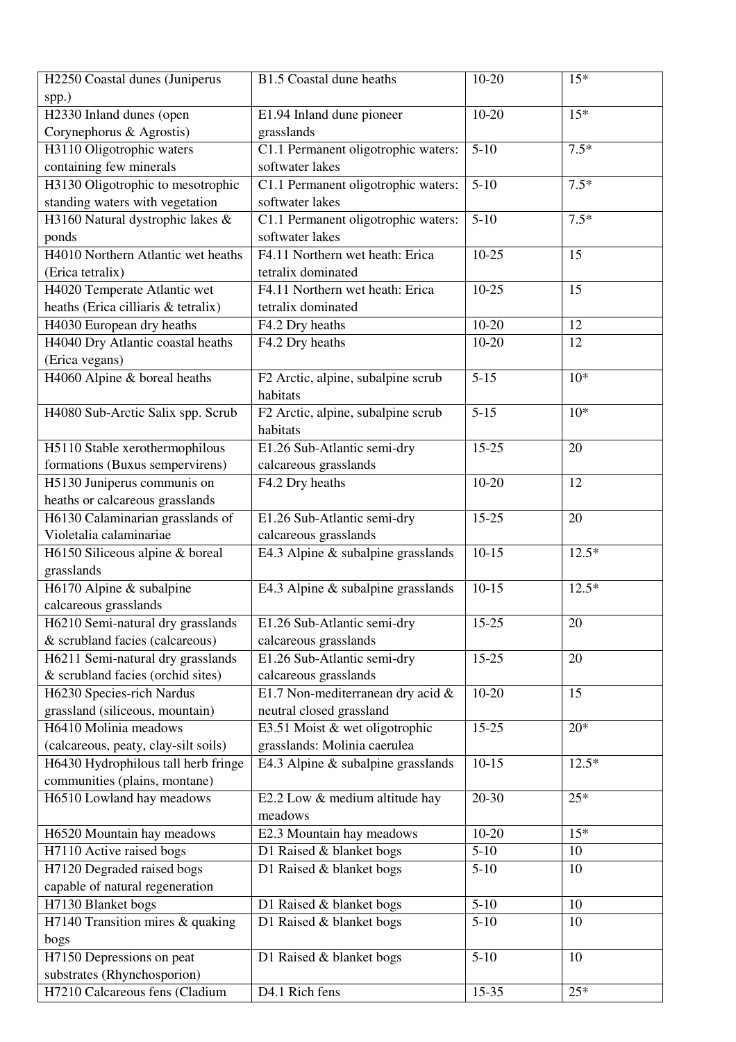| H2250 Coastal dunes (Juniperus spp.) | B1.5 Coastal dune heaths | 10-20 | 15* |
|---|---|---|---|
| H2330 Inland dunes (open Corynephorus & Agrostis) | E1.94 Inland dune pioneer grasslands | 10-20 | 15* |
| H3110 Oligotrophic waters containing few minerals | C1.1 Permanent oligotrophic waters: softwater lakes | 5-10 | 7.5* |
| H3130 Oligotrophic to mesotrophic standing waters with vegetation | C1.1 Permanent oligotrophic waters: softwater lakes | 5-10 | 7.5* |
| H3160 Natural dystrophic lakes & ponds | C1.1 Permanent oligotrophic waters: softwater lakes | 5-10 | 7.5* |
| H4010 Northern Atlantic wet heaths (Erica tetralix) | F4.11 Northern wet heath: Erica tetralix dominated | 10-25 | 15 |
| H4020 Temperate Atlantic wet heaths (Erica cilliaris & tetralix) | F4.11 Northern wet heath: Erica tetralix dominated | 10-25 | 15 |
| H4030 European dry heaths | F4.2 Dry heaths | 10-20 | 12 |
| H4040 Dry Atlantic coastal heaths (Erica vegans) | F4.2 Dry heaths | 10-20 | 12 |
| H4060 Alpine & boreal heaths | F2 Arctic, alpine, subalpine scrub habitats | 5-15 | 10* |
| H4080 Sub-Arctic Salix spp. Scrub | F2 Arctic, alpine, subalpine scrub habitats | 5-15 | 10* |
| H5110 Stable xerothermophilous formations (Buxus sempervirens) | E1.26 Sub-Atlantic semi-dry calcareous grasslands | 15-25 | 20 |
| H5130 Juniperus communis on heaths or calcareous grasslands | F4.2 Dry heaths | 10-20 | 12 |
| H6130 Calaminarian grasslands of Violetalia calaminariae | E1.26 Sub-Atlantic semi-dry calcareous grasslands | 15-25 | 20 |
| H6150 Siliceous alpine & boreal grasslands | E4.3 Alpine & subalpine grasslands | 10-15 | 12.5* |
| H6170 Alpine & subalpine calcareous grasslands | E4.3 Alpine & subalpine grasslands | 10-15 | 12.5* |
| H6210 Semi-natural dry grasslands & scrubland facies (calcareous) | E1.26 Sub-Atlantic semi-dry calcareous grasslands | 15-25 | 20 |
| H6211 Semi-natural dry grasslands & scrubland facies (orchid sites) | E1.26 Sub-Atlantic semi-dry calcareous grasslands | 15-25 | 20 |
| H6230 Species-rich Nardus grassland (siliceous, mountain) | E1.7 Non-mediterranean dry acid & neutral closed grassland | 10-20 | 15 |
| H6410 Molinia meadows (calcareous, peaty, clay-silt soils) | E3.51 Moist & wet oligotrophic grasslands: Molinia caerulea | 15-25 | 20* |
| H6430 Hydrophilous tall herb fringe communities (plains, montane) | E4.3 Alpine & subalpine grasslands | 10-15 | 12.5* |
| H6510 Lowland hay meadows | E2.2 Low & medium altitude hay meadows | 20-30 | 25* |
| H6520 Mountain hay meadows | E2.3 Mountain hay meadows | 10-20 | 15* |
| H7110 Active raised bogs | D1 Raised & blanket bogs | 5-10 | 10 |
| H7120 Degraded raised bogs capable of natural regeneration | D1 Raised & blanket bogs | 5-10 | 10 |
| H7130 Blanket bogs | D1 Raised & blanket bogs | 5-10 | 10 |
| H7140 Transition mires & quaking bogs | D1 Raised & blanket bogs | 5-10 | 10 |
| H7150 Depressions on peat substrates (Rhynchosporion) | D1 Raised & blanket bogs | 5-10 | 10 |
| H7210 Calcareous fens (Cladium | D4.1 Rich fens | 15-35 | 25* |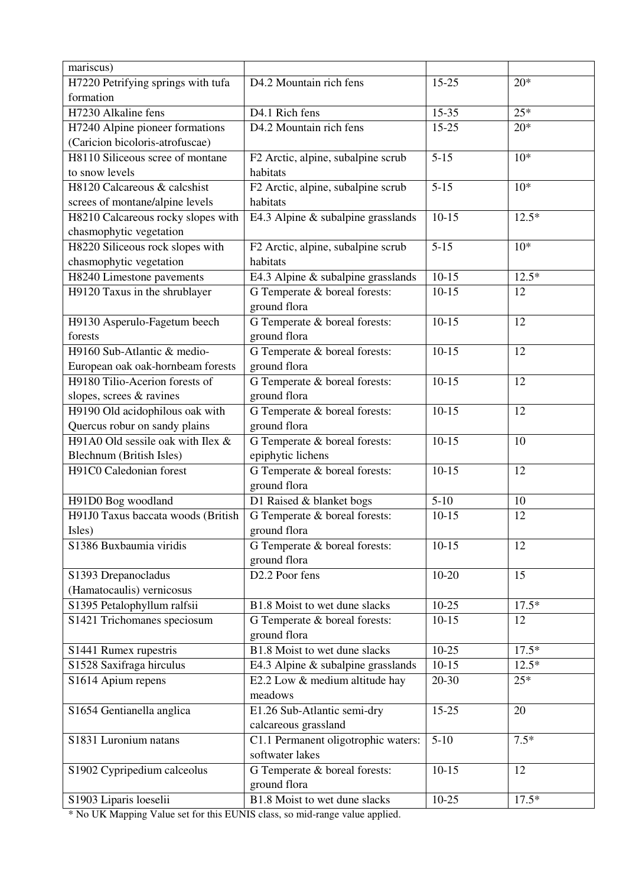| | | | |
|---|---|---|---|
| mariscus) | | | |
| H7220 Petrifying springs with tufa formation | D4.2 Mountain rich fens | 15-25 | 20* |
| H7230 Alkaline fens | D4.1 Rich fens | 15-35 | 25* |
| H7240 Alpine pioneer formations (Caricion bicoloris-atrofuscae) | D4.2 Mountain rich fens | 15-25 | 20* |
| H8110 Siliceous scree of montane to snow levels | F2 Arctic, alpine, subalpine scrub habitats | 5-15 | 10* |
| H8120 Calcareous & calcshist screes of montane/alpine levels | F2 Arctic, alpine, subalpine scrub habitats | 5-15 | 10* |
| H8210 Calcareous rocky slopes with chasmophytic vegetation | E4.3 Alpine & subalpine grasslands | 10-15 | 12.5* |
| H8220 Siliceous rock slopes with chasmophytic vegetation | F2 Arctic, alpine, subalpine scrub habitats | 5-15 | 10* |
| H8240 Limestone pavements | E4.3 Alpine & subalpine grasslands | 10-15 | 12.5* |
| H9120 Taxus in the shrublayer | G Temperate & boreal forests: ground flora | 10-15 | 12 |
| H9130 Asperulo-Fagetum beech forests | G Temperate & boreal forests: ground flora | 10-15 | 12 |
| H9160 Sub-Atlantic & medio-European oak oak-hornbeam forests | G Temperate & boreal forests: ground flora | 10-15 | 12 |
| H9180 Tilio-Acerion forests of slopes, screes & ravines | G Temperate & boreal forests: ground flora | 10-15 | 12 |
| H9190 Old acidophilous oak with Quercus robur on sandy plains | G Temperate & boreal forests: ground flora | 10-15 | 12 |
| H91A0 Old sessile oak with Ilex & Blechnum (British Isles) | G Temperate & boreal forests: epiphytic lichens | 10-15 | 10 |
| H91C0 Caledonian forest | G Temperate & boreal forests: ground flora | 10-15 | 12 |
| H91D0 Bog woodland | D1 Raised & blanket bogs | 5-10 | 10 |
| H91J0 Taxus baccata woods (British Isles) | G Temperate & boreal forests: ground flora | 10-15 | 12 |
| S1386 Buxbaumia viridis | G Temperate & boreal forests: ground flora | 10-15 | 12 |
| S1393 Drepanocladus (Hamatocaulis) vernicosus | D2.2 Poor fens | 10-20 | 15 |
| S1395 Petalophyllum ralfsii | B1.8 Moist to wet dune slacks | 10-25 | 17.5* |
| S1421 Trichomanes speciosum | G Temperate & boreal forests: ground flora | 10-15 | 12 |
| S1441 Rumex rupestris | B1.8 Moist to wet dune slacks | 10-25 | 17.5* |
| S1528 Saxifraga hirculus | E4.3 Alpine & subalpine grasslands | 10-15 | 12.5* |
| S1614 Apium repens | E2.2 Low & medium altitude hay meadows | 20-30 | 25* |
| S1654 Gentianella anglica | E1.26 Sub-Atlantic semi-dry calcareous grassland | 15-25 | 20 |
| S1831 Luronium natans | C1.1 Permanent oligotrophic waters: softwater lakes | 5-10 | 7.5* |
| S1902 Cypripedium calceolus | G Temperate & boreal forests: ground flora | 10-15 | 12 |
| S1903 Liparis loeselii | B1.8 Moist to wet dune slacks | 10-25 | 17.5* |

* No UK Mapping Value set for this EUNIS class, so mid-range value applied.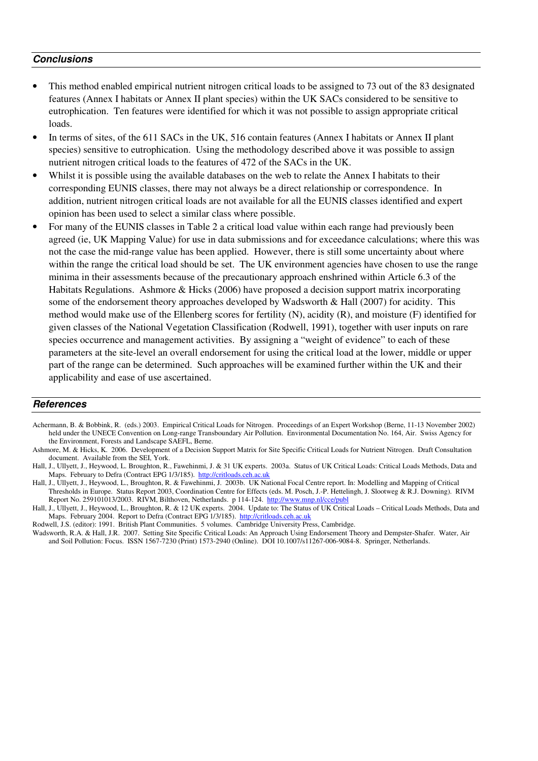## *Conclusions*

- This method enabled empirical nutrient nitrogen critical loads to be assigned to 73 out of the 83 designated features (Annex I habitats or Annex II plant species) within the UK SACs considered to be sensitive to eutrophication. Ten features were identified for which it was not possible to assign appropriate critical loads.
- In terms of sites, of the 611 SACs in the UK, 516 contain features (Annex I habitats or Annex II plant species) sensitive to eutrophication. Using the methodology described above it was possible to assign nutrient nitrogen critical loads to the features of 472 of the SACs in the UK.
- Whilst it is possible using the available databases on the web to relate the Annex I habitats to their corresponding EUNIS classes, there may not always be a direct relationship or correspondence. In addition, nutrient nitrogen critical loads are not available for all the EUNIS classes identified and expert opinion has been used to select a similar class where possible.
- For many of the EUNIS classes in Table 2 a critical load value within each range had previously been agreed (ie, UK Mapping Value) for use in data submissions and for exceedance calculations; where this was not the case the mid-range value has been applied. However, there is still some uncertainty about where within the range the critical load should be set. The UK environment agencies have chosen to use the range minima in their assessments because of the precautionary approach enshrined within Article 6.3 of the Habitats Regulations. Ashmore & Hicks (2006) have proposed a decision support matrix incorporating some of the endorsement theory approaches developed by Wadsworth & Hall (2007) for acidity. This method would make use of the Ellenberg scores for fertility (N), acidity (R), and moisture (F) identified for given classes of the National Vegetation Classification (Rodwell, 1991), together with user inputs on rare species occurrence and management activities. By assigning a "weight of evidence" to each of these parameters at the site-level an overall endorsement for using the critical load at the lower, middle or upper part of the range can be determined. Such approaches will be examined further within the UK and their applicability and ease of use ascertained.

## *References*

Achermann, B. & Bobbink, R. (eds.) 2003. Empirical Critical Loads for Nitrogen. Proceedings of an Expert Workshop (Berne, 11-13 November 2002) held under the UNECE Convention on Long-range Transboundary Air Pollution. Environmental Documentation No. 164, Air. Swiss Agency for the Environment, Forests and Landscape SAEFL, Berne.

Ashmore, M. & Hicks, K. 2006. Development of a Decision Support Matrix for Site Specific Critical Loads for Nutrient Nitrogen. Draft Consultation document. Available from the SEI, York.

Hall, J., Ullyett, J., Heywood, L. Broughton, R., Fawehinmi, J. & 31 UK experts. 2003a. Status of UK Critical Loads: Critical Loads Methods, Data and Maps. February to Defra (Contract EPG 1/3/185). http://critloads.ceh.ac.uk

Hall, J., Ullyett, J., Heywood, L., Broughton, R. & Fawehinmi, J. 2003b. UK National Focal Centre report. In: Modelling and Mapping of Critical Thresholds in Europe. Status Report 2003, Coordination Centre for Effects (eds. M. Posch, J.-P. Hettelingh, J. Slootweg & R.J. Downing). RIVM Report No. 259101013/2003. RIVM, Bilthoven, Netherlands. p 114-124. http://www.mnp.nl/cce/publ

Hall, J., Ullyett, J., Heywood, L., Broughton, R. & 12 UK experts. 2004. Update to: The Status of UK Critical Loads – Critical Loads Methods, Data and Maps. February 2004. Report to Defra (Contract EPG 1/3/185). http://critloads.ceh.ac.uk

Rodwell, J.S. (editor): 1991. British Plant Communities. 5 volumes. Cambridge University Press, Cambridge.

Wadsworth, R.A. & Hall, J.R. 2007. Setting Site Specific Critical Loads: An Approach Using Endorsement Theory and Dempster-Shafer. Water, Air and Soil Pollution: Focus. ISSN 1567-7230 (Print) 1573-2940 (Online). DOI 10.1007/s11267-006-9084-8. Springer, Netherlands.